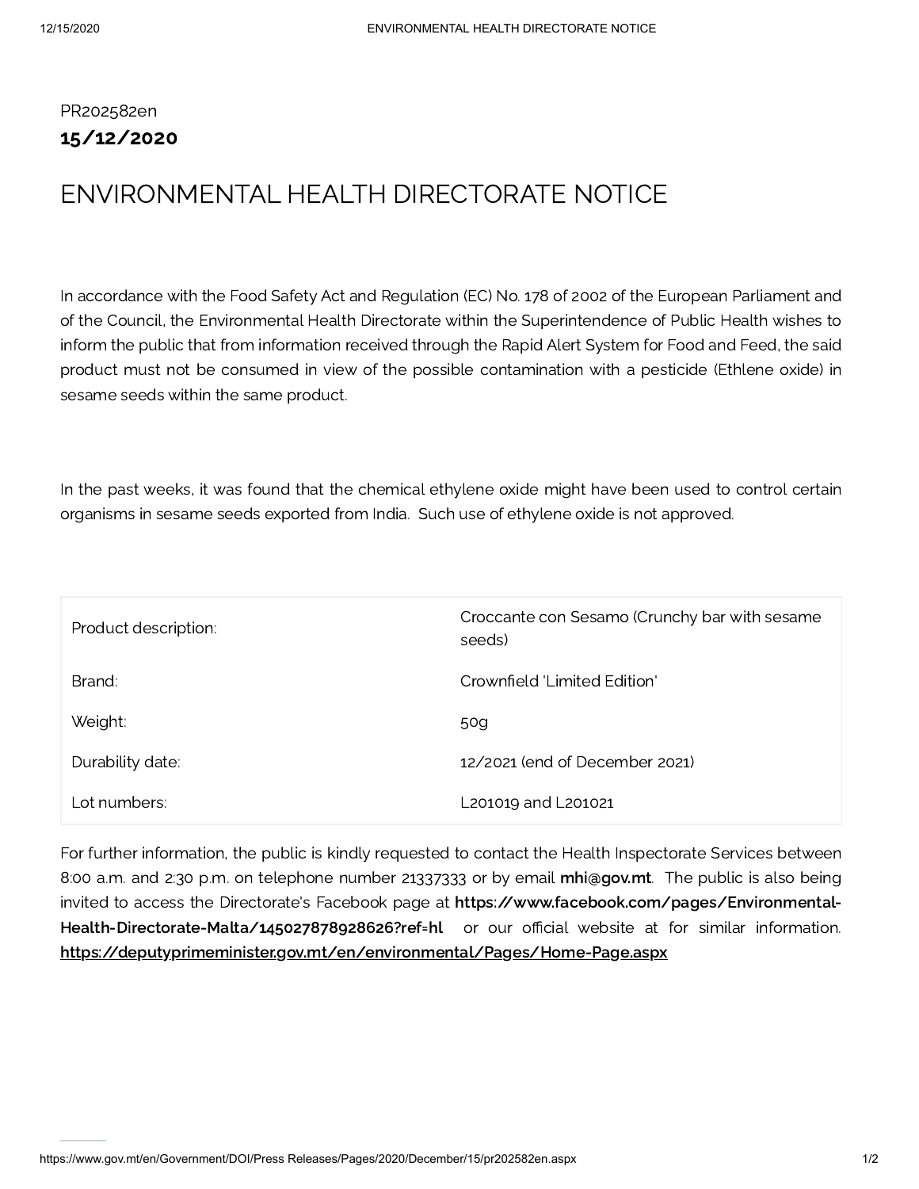PR202582en

**15/12/2020**

# ENVIRONMENTAL HEALTH DIRECTORATE NOTICE

In accordance with the Food Safety Act and Regulation (EC) No. 178 of 2002 of the European Parliament and of the Council, the Environmental Health Directorate within the Superintendence of Public Health wishes to inform the public that from information received through the Rapid Alert System for Food and Feed, the said product must not be consumed in view of the possible contamination with a pesticide (Ethlene oxide) in sesame seeds within the same product.

In the past weeks, it was found that the chemical ethylene oxide might have been used to control certain organisms in sesame seeds exported from India. Such use of ethylene oxide is not approved.

| | |
|---|---|
| Product description: | Croccante con Sesamo (Crunchy bar with sesame seeds) |
| Brand: | Crownfield 'Limited Edition' |
| Weight: | 50g |
| Durability date: | 12/2021 (end of December 2021) |
| Lot numbers: | L201019 and L201021 |

For further information, the public is kindly requested to contact the Health Inspectorate Services between 8:00 a.m. and 2:30 p.m. on telephone number 21337333 or by email **mhi@gov.mt**. The public is also being invited to access the Directorate's Facebook page at **https://www.facebook.com/pages/Environmental-Health-Directorate-Malta/145027878928626?ref=hl** or our official website at for similar information. **https://deputyprimeminister.gov.mt/en/environmental/Pages/Home-Page.aspx**